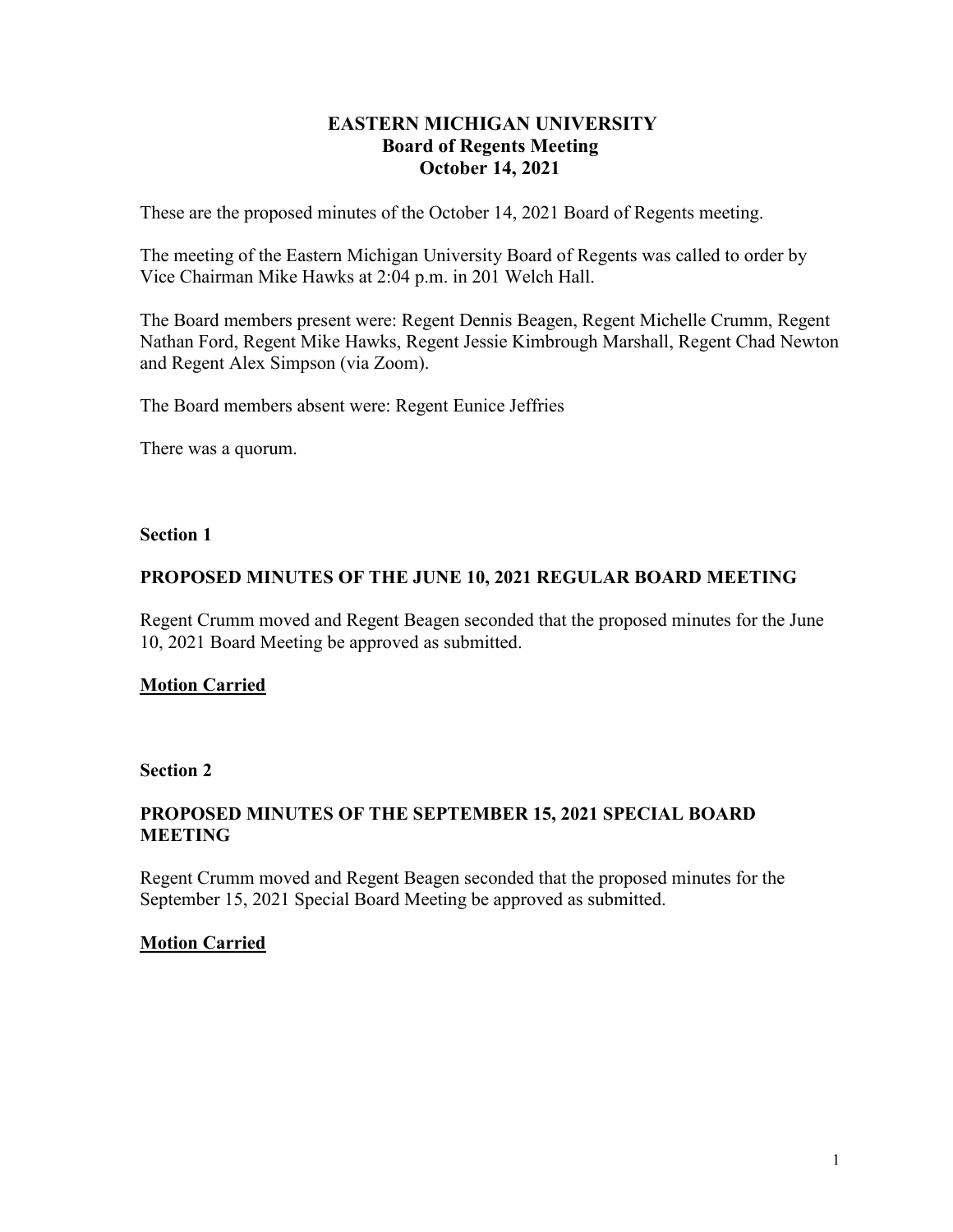# EASTERN MICHIGAN UNIVERSITY
## Board of Regents Meeting
## October 14, 2021

These are the proposed minutes of the October 14, 2021 Board of Regents meeting.

The meeting of the Eastern Michigan University Board of Regents was called to order by Vice Chairman Mike Hawks at 2:04 p.m. in 201 Welch Hall.

The Board members present were: Regent Dennis Beagen, Regent Michelle Crumm, Regent Nathan Ford, Regent Mike Hawks, Regent Jessie Kimbrough Marshall, Regent Chad Newton and Regent Alex Simpson (via Zoom).

The Board members absent were: Regent Eunice Jeffries

There was a quorum.

**Section 1**

### PROPOSED MINUTES OF THE JUNE 10, 2021 REGULAR BOARD MEETING

Regent Crumm moved and Regent Beagen seconded that the proposed minutes for the June 10, 2021 Board Meeting be approved as submitted.

**Motion Carried**

**Section 2**

### PROPOSED MINUTES OF THE SEPTEMBER 15, 2021 SPECIAL BOARD MEETING

Regent Crumm moved and Regent Beagen seconded that the proposed minutes for the September 15, 2021 Special Board Meeting be approved as submitted.

**Motion Carried**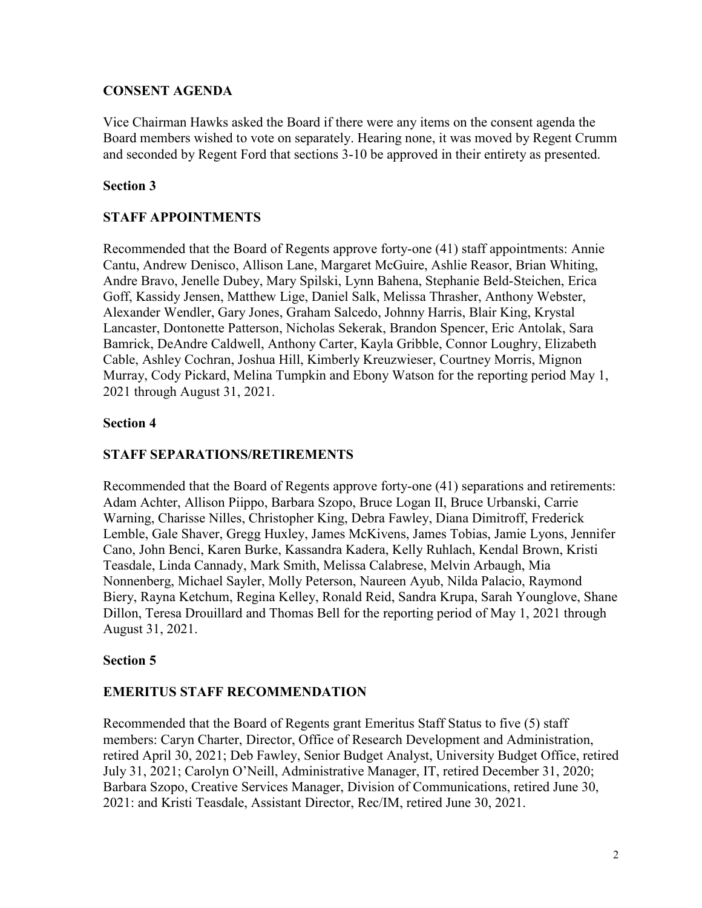## CONSENT AGENDA

Vice Chairman Hawks asked the Board if there were any items on the consent agenda the Board members wished to vote on separately. Hearing none, it was moved by Regent Crumm and seconded by Regent Ford that sections 3-10 be approved in their entirety as presented.

### Section 3

### STAFF APPOINTMENTS

Recommended that the Board of Regents approve forty-one (41) staff appointments: Annie Cantu, Andrew Denisco, Allison Lane, Margaret McGuire, Ashlie Reasor, Brian Whiting, Andre Bravo, Jenelle Dubey, Mary Spilski, Lynn Bahena, Stephanie Beld-Steichen, Erica Goff, Kassidy Jensen, Matthew Lige, Daniel Salk, Melissa Thrasher, Anthony Webster, Alexander Wendler, Gary Jones, Graham Salcedo, Johnny Harris, Blair King, Krystal Lancaster, Dontonette Patterson, Nicholas Sekerak, Brandon Spencer, Eric Antolak, Sara Bamrick, DeAndre Caldwell, Anthony Carter, Kayla Gribble, Connor Loughry, Elizabeth Cable, Ashley Cochran, Joshua Hill, Kimberly Kreuzwieser, Courtney Morris, Mignon Murray, Cody Pickard, Melina Tumpkin and Ebony Watson for the reporting period May 1, 2021 through August 31, 2021.

### Section 4

### STAFF SEPARATIONS/RETIREMENTS

Recommended that the Board of Regents approve forty-one (41) separations and retirements: Adam Achter, Allison Piippo, Barbara Szopo, Bruce Logan II, Bruce Urbanski, Carrie Warning, Charisse Nilles, Christopher King, Debra Fawley, Diana Dimitroff, Frederick Lemble, Gale Shaver, Gregg Huxley, James McKivens, James Tobias, Jamie Lyons, Jennifer Cano, John Benci, Karen Burke, Kassandra Kadera, Kelly Ruhlach, Kendal Brown, Kristi Teasdale, Linda Cannady, Mark Smith, Melissa Calabrese, Melvin Arbaugh, Mia Nonnenberg, Michael Sayler, Molly Peterson, Naureen Ayub, Nilda Palacio, Raymond Biery, Rayna Ketchum, Regina Kelley, Ronald Reid, Sandra Krupa, Sarah Younglove, Shane Dillon, Teresa Drouillard and Thomas Bell for the reporting period of May 1, 2021 through August 31, 2021.

### Section 5

### EMERITUS STAFF RECOMMENDATION

Recommended that the Board of Regents grant Emeritus Staff Status to five (5) staff members: Caryn Charter, Director, Office of Research Development and Administration, retired April 30, 2021; Deb Fawley, Senior Budget Analyst, University Budget Office, retired July 31, 2021; Carolyn O'Neill, Administrative Manager, IT, retired December 31, 2020; Barbara Szopo, Creative Services Manager, Division of Communications, retired June 30, 2021: and Kristi Teasdale, Assistant Director, Rec/IM, retired June 30, 2021.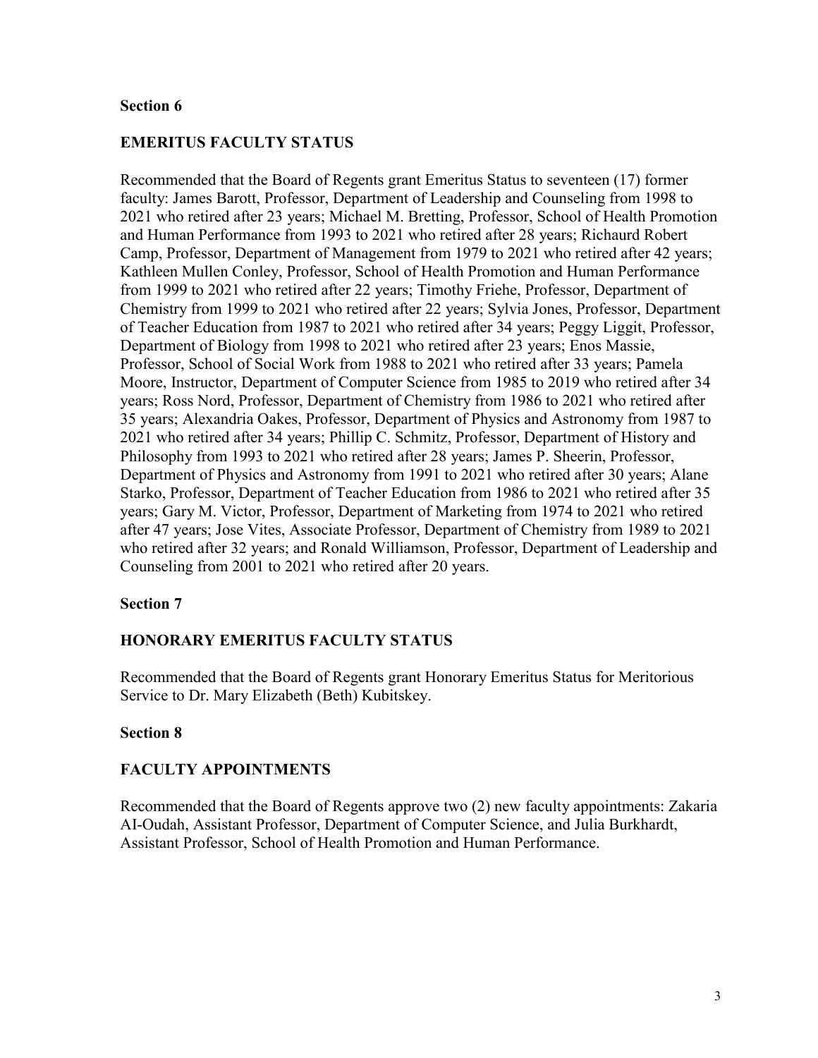**Section 6**

**EMERITUS FACULTY STATUS**

Recommended that the Board of Regents grant Emeritus Status to seventeen (17) former faculty: James Barott, Professor, Department of Leadership and Counseling from 1998 to 2021 who retired after 23 years; Michael M. Bretting, Professor, School of Health Promotion and Human Performance from 1993 to 2021 who retired after 28 years; Richaurd Robert Camp, Professor, Department of Management from 1979 to 2021 who retired after 42 years; Kathleen Mullen Conley, Professor, School of Health Promotion and Human Performance from 1999 to 2021 who retired after 22 years; Timothy Friehe, Professor, Department of Chemistry from 1999 to 2021 who retired after 22 years; Sylvia Jones, Professor, Department of Teacher Education from 1987 to 2021 who retired after 34 years; Peggy Liggit, Professor, Department of Biology from 1998 to 2021 who retired after 23 years; Enos Massie, Professor, School of Social Work from 1988 to 2021 who retired after 33 years; Pamela Moore, Instructor, Department of Computer Science from 1985 to 2019 who retired after 34 years; Ross Nord, Professor, Department of Chemistry from 1986 to 2021 who retired after 35 years; Alexandria Oakes, Professor, Department of Physics and Astronomy from 1987 to 2021 who retired after 34 years; Phillip C. Schmitz, Professor, Department of History and Philosophy from 1993 to 2021 who retired after 28 years; James P. Sheerin, Professor, Department of Physics and Astronomy from 1991 to 2021 who retired after 30 years; Alane Starko, Professor, Department of Teacher Education from 1986 to 2021 who retired after 35 years; Gary M. Victor, Professor, Department of Marketing from 1974 to 2021 who retired after 47 years; Jose Vites, Associate Professor, Department of Chemistry from 1989 to 2021 who retired after 32 years; and Ronald Williamson, Professor, Department of Leadership and Counseling from 2001 to 2021 who retired after 20 years.

**Section 7**

**HONORARY EMERITUS FACULTY STATUS**

Recommended that the Board of Regents grant Honorary Emeritus Status for Meritorious Service to Dr. Mary Elizabeth (Beth) Kubitskey.

**Section 8**

**FACULTY APPOINTMENTS**

Recommended that the Board of Regents approve two (2) new faculty appointments: Zakaria AI-Oudah, Assistant Professor, Department of Computer Science, and Julia Burkhardt, Assistant Professor, School of Health Promotion and Human Performance.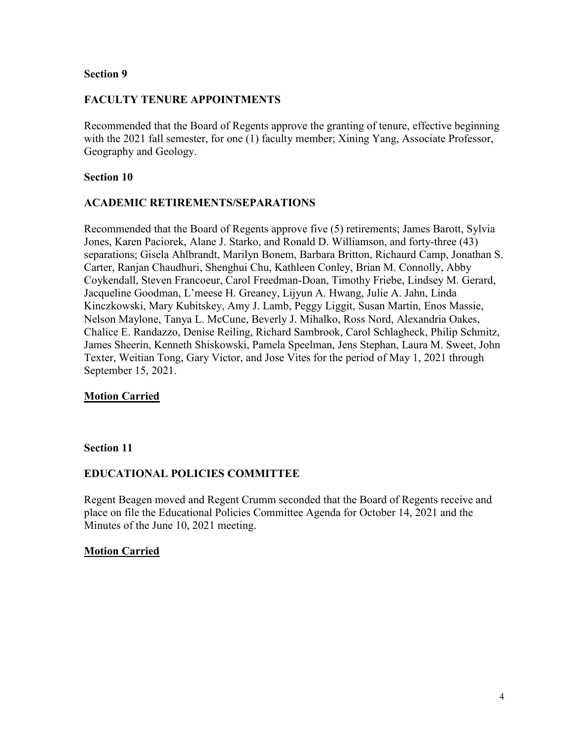**Section 9**

**FACULTY TENURE APPOINTMENTS**

Recommended that the Board of Regents approve the granting of tenure, effective beginning with the 2021 fall semester, for one (1) faculty member; Xining Yang, Associate Professor, Geography and Geology.

**Section 10**

**ACADEMIC RETIREMENTS/SEPARATIONS**

Recommended that the Board of Regents approve five (5) retirements; James Barott, Sylvia Jones, Karen Paciorek, Alane J. Starko, and Ronald D. Williamson, and forty-three (43) separations; Gisela Ahlbrandt, Marilyn Bonem, Barbara Britton, Richaurd Camp, Jonathan S. Carter, Ranjan Chaudhuri, Shenghui Chu, Kathleen Conley, Brian M. Connolly, Abby Coykendall, Steven Francoeur, Carol Freedman-Doan, Timothy Friebe, Lindsey M. Gerard, Jacqueline Goodman, L'meese H. Greaney, Lijyun A. Hwang, Julie A. Jahn, Linda Kinczkowski, Mary Kubitskey, Amy J. Lamb, Peggy Liggit, Susan Martin, Enos Massie, Nelson Maylone, Tanya L. McCune, Beverly J. Mihalko, Ross Nord, Alexandria Oakes, Chalice E. Randazzo, Denise Reiling, Richard Sambrook, Carol Schlagheck, Philip Schmitz, James Sheerin, Kenneth Shiskowski, Pamela Speelman, Jens Stephan, Laura M. Sweet, John Texter, Weitian Tong, Gary Victor, and Jose Vites for the period of May 1, 2021 through September 15, 2021.

**Motion Carried**

**Section 11**

**EDUCATIONAL POLICIES COMMITTEE**

Regent Beagen moved and Regent Crumm seconded that the Board of Regents receive and place on file the Educational Policies Committee Agenda for October 14, 2021 and the Minutes of the June 10, 2021 meeting.

**Motion Carried**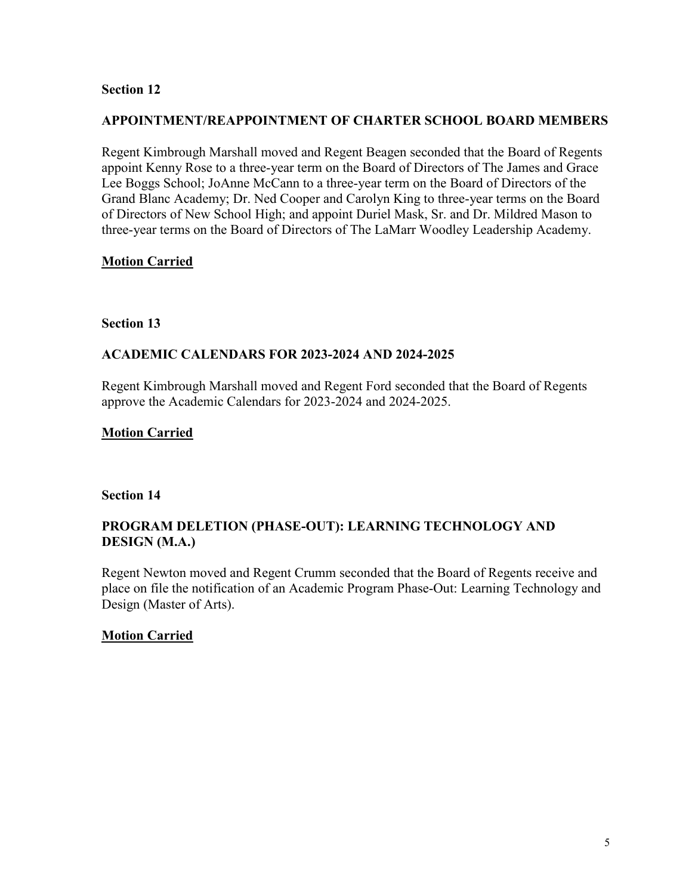**Section 12**

**APPOINTMENT/REAPPOINTMENT OF CHARTER SCHOOL BOARD MEMBERS**

Regent Kimbrough Marshall moved and Regent Beagen seconded that the Board of Regents appoint Kenny Rose to a three-year term on the Board of Directors of The James and Grace Lee Boggs School; JoAnne McCann to a three-year term on the Board of Directors of the Grand Blanc Academy; Dr. Ned Cooper and Carolyn King to three-year terms on the Board of Directors of New School High; and appoint Duriel Mask, Sr. and Dr. Mildred Mason to three-year terms on the Board of Directors of The LaMarr Woodley Leadership Academy.

**Motion Carried**

**Section 13**

**ACADEMIC CALENDARS FOR 2023-2024 AND 2024-2025**

Regent Kimbrough Marshall moved and Regent Ford seconded that the Board of Regents approve the Academic Calendars for 2023-2024 and 2024-2025.

**Motion Carried**

**Section 14**

**PROGRAM DELETION (PHASE-OUT): LEARNING TECHNOLOGY AND DESIGN (M.A.)**

Regent Newton moved and Regent Crumm seconded that the Board of Regents receive and place on file the notification of an Academic Program Phase-Out: Learning Technology and Design (Master of Arts).

**Motion Carried**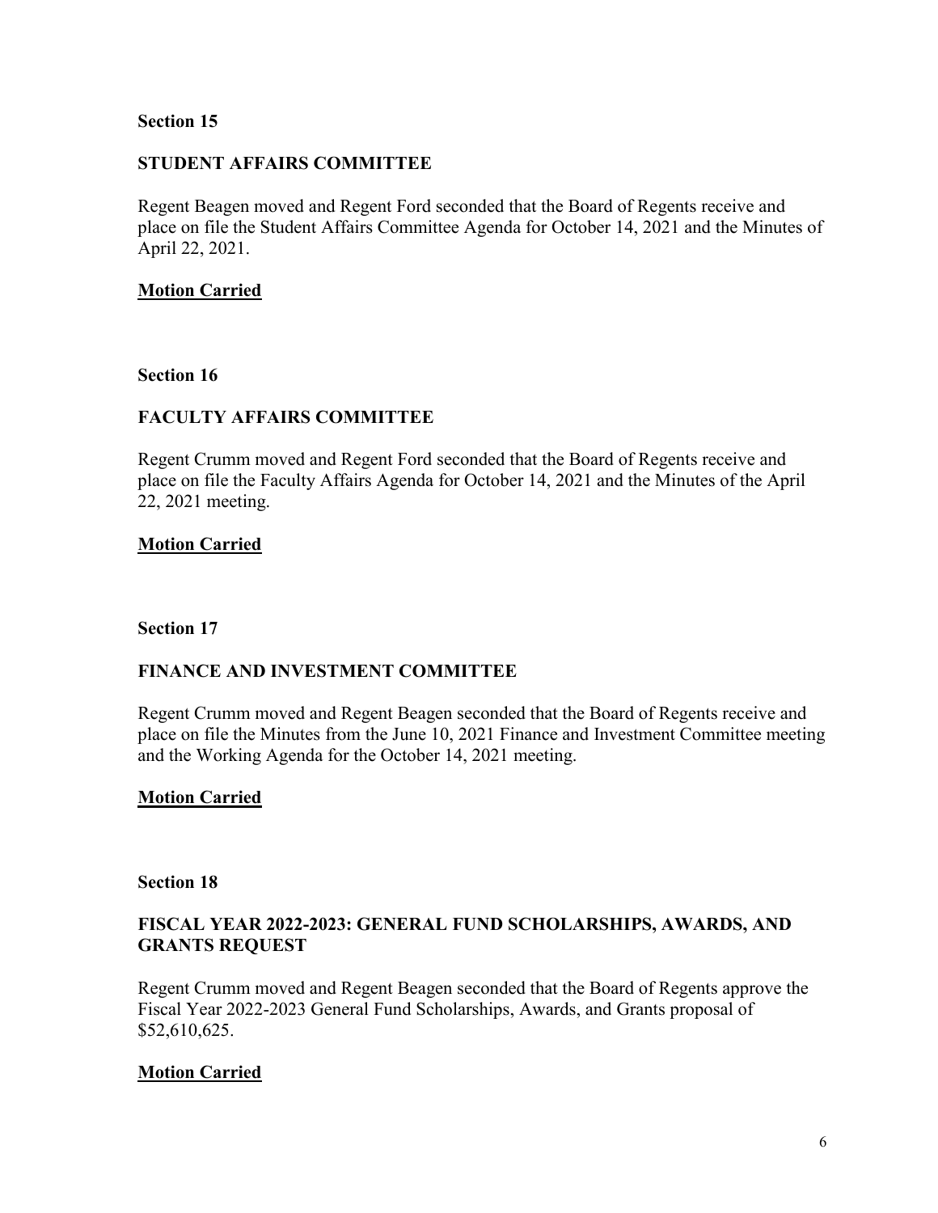**Section 15**

**STUDENT AFFAIRS COMMITTEE**

Regent Beagen moved and Regent Ford seconded that the Board of Regents receive and place on file the Student Affairs Committee Agenda for October 14, 2021 and the Minutes of April 22, 2021.

**Motion Carried**

**Section 16**

**FACULTY AFFAIRS COMMITTEE**

Regent Crumm moved and Regent Ford seconded that the Board of Regents receive and place on file the Faculty Affairs Agenda for October 14, 2021 and the Minutes of the April 22, 2021 meeting.

**Motion Carried**

**Section 17**

**FINANCE AND INVESTMENT COMMITTEE**

Regent Crumm moved and Regent Beagen seconded that the Board of Regents receive and place on file the Minutes from the June 10, 2021 Finance and Investment Committee meeting and the Working Agenda for the October 14, 2021 meeting.

**Motion Carried**

**Section 18**

**FISCAL YEAR 2022-2023: GENERAL FUND SCHOLARSHIPS, AWARDS, AND GRANTS REQUEST**

Regent Crumm moved and Regent Beagen seconded that the Board of Regents approve the Fiscal Year 2022-2023 General Fund Scholarships, Awards, and Grants proposal of $52,610,625.

**Motion Carried**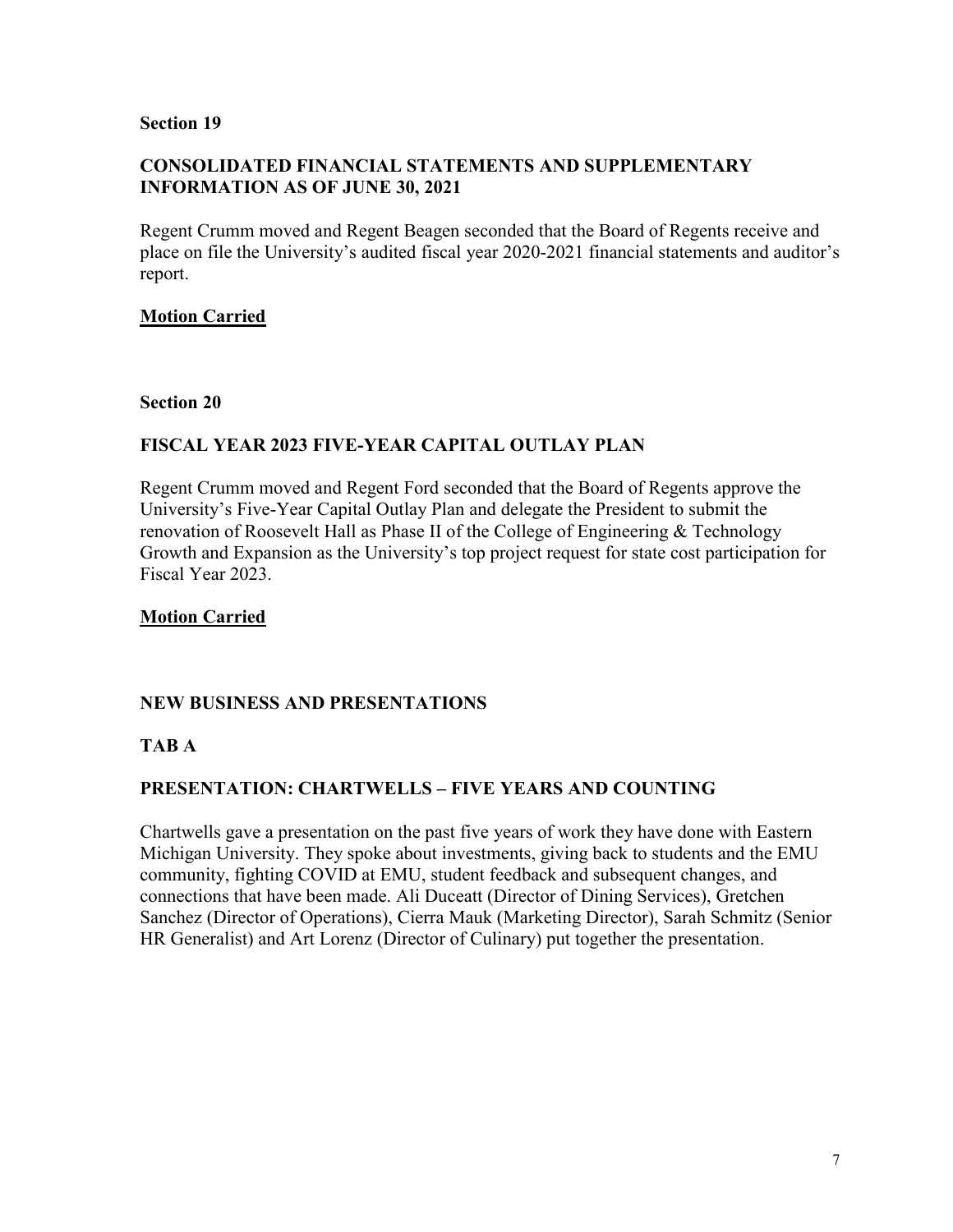**Section 19**

**CONSOLIDATED FINANCIAL STATEMENTS AND SUPPLEMENTARY INFORMATION AS OF JUNE 30, 2021**

Regent Crumm moved and Regent Beagen seconded that the Board of Regents receive and place on file the University's audited fiscal year 2020-2021 financial statements and auditor's report.

**Motion Carried**

**Section 20**

**FISCAL YEAR 2023 FIVE-YEAR CAPITAL OUTLAY PLAN**

Regent Crumm moved and Regent Ford seconded that the Board of Regents approve the University's Five-Year Capital Outlay Plan and delegate the President to submit the renovation of Roosevelt Hall as Phase II of the College of Engineering & Technology Growth and Expansion as the University's top project request for state cost participation for Fiscal Year 2023.

**Motion Carried**

**NEW BUSINESS AND PRESENTATIONS**

**TAB A**

**PRESENTATION: CHARTWELLS – FIVE YEARS AND COUNTING**

Chartwells gave a presentation on the past five years of work they have done with Eastern Michigan University. They spoke about investments, giving back to students and the EMU community, fighting COVID at EMU, student feedback and subsequent changes, and connections that have been made. Ali Duceatt (Director of Dining Services), Gretchen Sanchez (Director of Operations), Cierra Mauk (Marketing Director), Sarah Schmitz (Senior HR Generalist) and Art Lorenz (Director of Culinary) put together the presentation.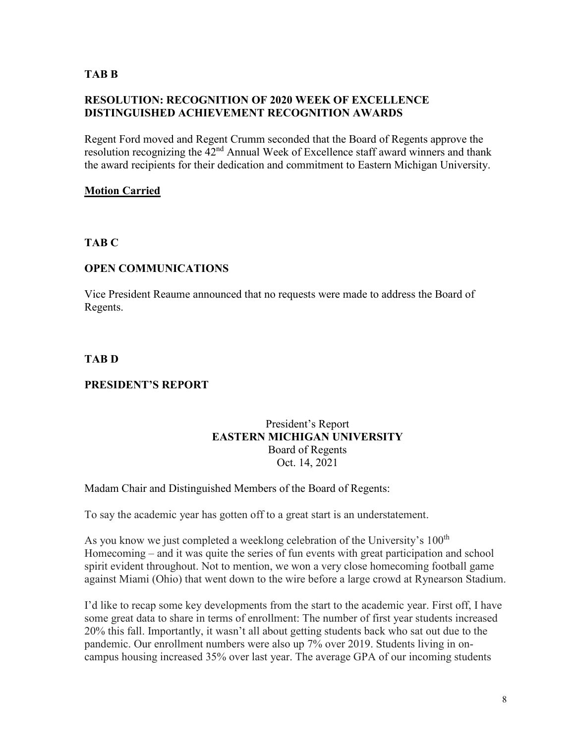**TAB B**

**RESOLUTION: RECOGNITION OF 2020 WEEK OF EXCELLENCE DISTINGUISHED ACHIEVEMENT RECOGNITION AWARDS**

Regent Ford moved and Regent Crumm seconded that the Board of Regents approve the resolution recognizing the 42nd Annual Week of Excellence staff award winners and thank the award recipients for their dedication and commitment to Eastern Michigan University.

**Motion Carried**

**TAB C**

**OPEN COMMUNICATIONS**

Vice President Reaume announced that no requests were made to address the Board of Regents.

**TAB D**

**PRESIDENT'S REPORT**

President's Report
**EASTERN MICHIGAN UNIVERSITY**
Board of Regents
Oct. 14, 2021

Madam Chair and Distinguished Members of the Board of Regents:

To say the academic year has gotten off to a great start is an understatement.

As you know we just completed a weeklong celebration of the University's 100th Homecoming – and it was quite the series of fun events with great participation and school spirit evident throughout. Not to mention, we won a very close homecoming football game against Miami (Ohio) that went down to the wire before a large crowd at Rynearson Stadium.

I'd like to recap some key developments from the start to the academic year. First off, I have some great data to share in terms of enrollment: The number of first year students increased 20% this fall. Importantly, it wasn't all about getting students back who sat out due to the pandemic. Our enrollment numbers were also up 7% over 2019. Students living in on-campus housing increased 35% over last year. The average GPA of our incoming students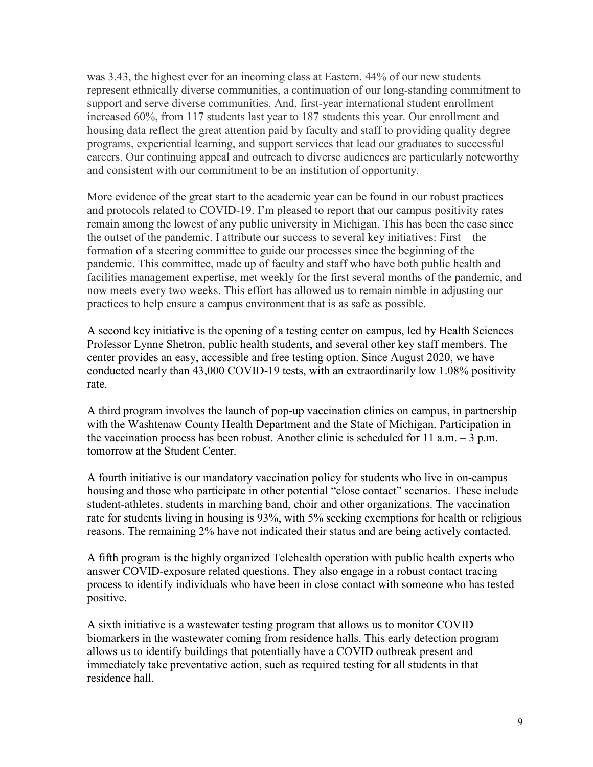was 3.43, the highest ever for an incoming class at Eastern. 44% of our new students represent ethnically diverse communities, a continuation of our long-standing commitment to support and serve diverse communities. And, first-year international student enrollment increased 60%, from 117 students last year to 187 students this year. Our enrollment and housing data reflect the great attention paid by faculty and staff to providing quality degree programs, experiential learning, and support services that lead our graduates to successful careers. Our continuing appeal and outreach to diverse audiences are particularly noteworthy and consistent with our commitment to be an institution of opportunity.

More evidence of the great start to the academic year can be found in our robust practices and protocols related to COVID-19. I'm pleased to report that our campus positivity rates remain among the lowest of any public university in Michigan. This has been the case since the outset of the pandemic. I attribute our success to several key initiatives: First – the formation of a steering committee to guide our processes since the beginning of the pandemic. This committee, made up of faculty and staff who have both public health and facilities management expertise, met weekly for the first several months of the pandemic, and now meets every two weeks. This effort has allowed us to remain nimble in adjusting our practices to help ensure a campus environment that is as safe as possible.

A second key initiative is the opening of a testing center on campus, led by Health Sciences Professor Lynne Shetron, public health students, and several other key staff members. The center provides an easy, accessible and free testing option. Since August 2020, we have conducted nearly than 43,000 COVID-19 tests, with an extraordinarily low 1.08% positivity rate.

A third program involves the launch of pop-up vaccination clinics on campus, in partnership with the Washtenaw County Health Department and the State of Michigan. Participation in the vaccination process has been robust. Another clinic is scheduled for 11 a.m. – 3 p.m. tomorrow at the Student Center.

A fourth initiative is our mandatory vaccination policy for students who live in on-campus housing and those who participate in other potential "close contact" scenarios. These include student-athletes, students in marching band, choir and other organizations. The vaccination rate for students living in housing is 93%, with 5% seeking exemptions for health or religious reasons. The remaining 2% have not indicated their status and are being actively contacted.

A fifth program is the highly organized Telehealth operation with public health experts who answer COVID-exposure related questions. They also engage in a robust contact tracing process to identify individuals who have been in close contact with someone who has tested positive.

A sixth initiative is a wastewater testing program that allows us to monitor COVID biomarkers in the wastewater coming from residence halls. This early detection program allows us to identify buildings that potentially have a COVID outbreak present and immediately take preventative action, such as required testing for all students in that residence hall.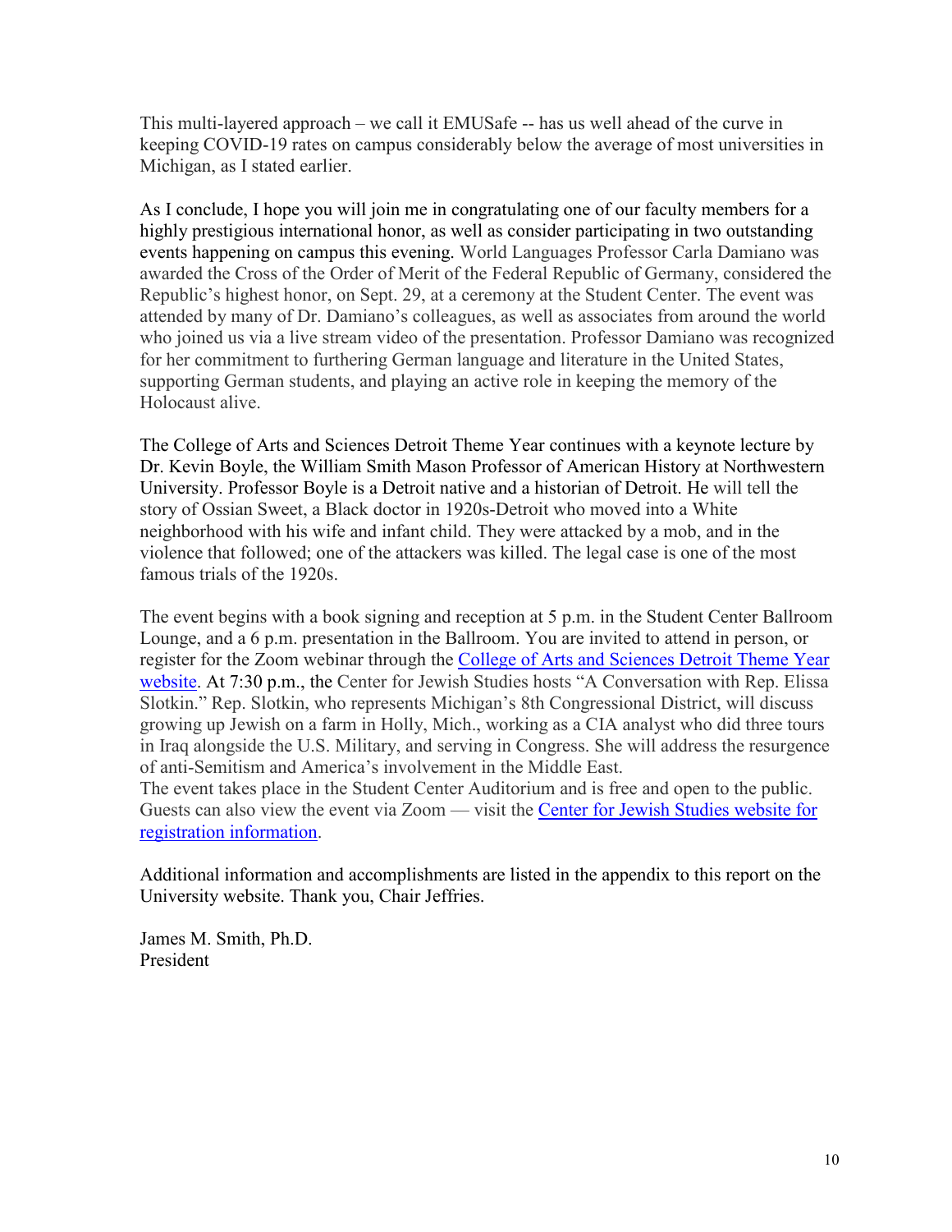This multi-layered approach – we call it EMUSafe -- has us well ahead of the curve in keeping COVID-19 rates on campus considerably below the average of most universities in Michigan, as I stated earlier.

As I conclude, I hope you will join me in congratulating one of our faculty members for a highly prestigious international honor, as well as consider participating in two outstanding events happening on campus this evening. World Languages Professor Carla Damiano was awarded the Cross of the Order of Merit of the Federal Republic of Germany, considered the Republic's highest honor, on Sept. 29, at a ceremony at the Student Center. The event was attended by many of Dr. Damiano's colleagues, as well as associates from around the world who joined us via a live stream video of the presentation. Professor Damiano was recognized for her commitment to furthering German language and literature in the United States, supporting German students, and playing an active role in keeping the memory of the Holocaust alive.

The College of Arts and Sciences Detroit Theme Year continues with a keynote lecture by Dr. Kevin Boyle, the William Smith Mason Professor of American History at Northwestern University. Professor Boyle is a Detroit native and a historian of Detroit. He will tell the story of Ossian Sweet, a Black doctor in 1920s-Detroit who moved into a White neighborhood with his wife and infant child. They were attacked by a mob, and in the violence that followed; one of the attackers was killed. The legal case is one of the most famous trials of the 1920s.

The event begins with a book signing and reception at 5 p.m. in the Student Center Ballroom Lounge, and a 6 p.m. presentation in the Ballroom. You are invited to attend in person, or register for the Zoom webinar through the College of Arts and Sciences Detroit Theme Year website. At 7:30 p.m., the Center for Jewish Studies hosts "A Conversation with Rep. Elissa Slotkin." Rep. Slotkin, who represents Michigan's 8th Congressional District, will discuss growing up Jewish on a farm in Holly, Mich., working as a CIA analyst who did three tours in Iraq alongside the U.S. Military, and serving in Congress. She will address the resurgence of anti-Semitism and America's involvement in the Middle East.
The event takes place in the Student Center Auditorium and is free and open to the public. Guests can also view the event via Zoom — visit the Center for Jewish Studies website for registration information.

Additional information and accomplishments are listed in the appendix to this report on the University website. Thank you, Chair Jeffries.

James M. Smith, Ph.D.
President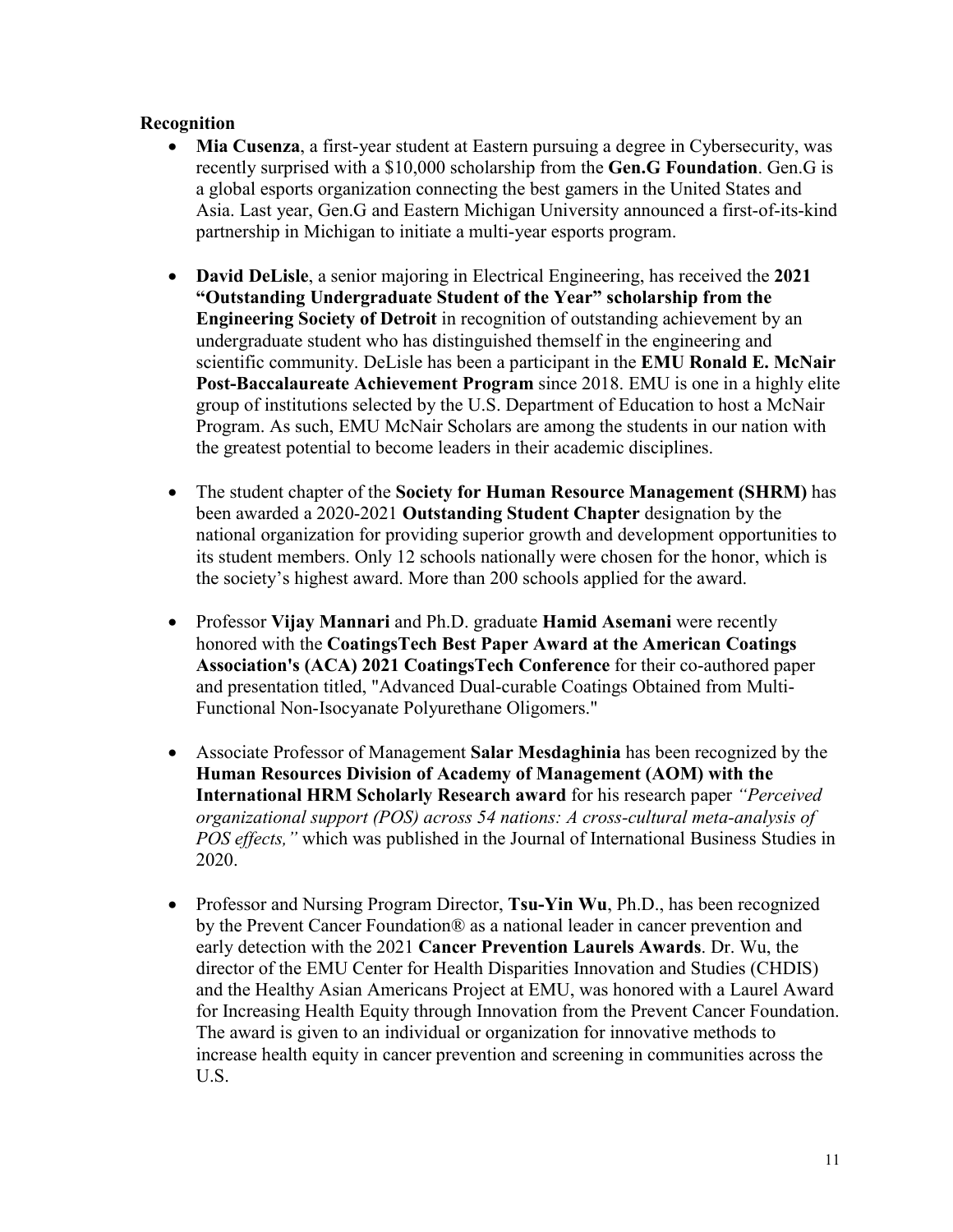**Recognition**

- **Mia Cusenza**, a first-year student at Eastern pursuing a degree in Cybersecurity, was recently surprised with a $10,000 scholarship from the **Gen.G Foundation**. Gen.G is a global esports organization connecting the best gamers in the United States and Asia. Last year, Gen.G and Eastern Michigan University announced a first-of-its-kind partnership in Michigan to initiate a multi-year esports program.

- **David DeLisle**, a senior majoring in Electrical Engineering, has received the **2021 "Outstanding Undergraduate Student of the Year" scholarship from the Engineering Society of Detroit** in recognition of outstanding achievement by an undergraduate student who has distinguished themself in the engineering and scientific community. DeLisle has been a participant in the **EMU Ronald E. McNair Post-Baccalaureate Achievement Program** since 2018. EMU is one in a highly elite group of institutions selected by the U.S. Department of Education to host a McNair Program. As such, EMU McNair Scholars are among the students in our nation with the greatest potential to become leaders in their academic disciplines.

- The student chapter of the **Society for Human Resource Management (SHRM)** has been awarded a 2020-2021 **Outstanding Student Chapter** designation by the national organization for providing superior growth and development opportunities to its student members. Only 12 schools nationally were chosen for the honor, which is the society's highest award. More than 200 schools applied for the award.

- Professor **Vijay Mannari** and Ph.D. graduate **Hamid Asemani** were recently honored with the **CoatingsTech Best Paper Award at the American Coatings Association's (ACA) 2021 CoatingsTech Conference** for their co-authored paper and presentation titled, "Advanced Dual-curable Coatings Obtained from Multi-Functional Non-Isocyanate Polyurethane Oligomers."

- Associate Professor of Management **Salar Mesdaghinia** has been recognized by the **Human Resources Division of Academy of Management (AOM) with the International HRM Scholarly Research award** for his research paper *"Perceived organizational support (POS) across 54 nations: A cross-cultural meta-analysis of POS effects,"* which was published in the Journal of International Business Studies in 2020.

- Professor and Nursing Program Director, **Tsu-Yin Wu**, Ph.D., has been recognized by the Prevent Cancer Foundation® as a national leader in cancer prevention and early detection with the 2021 **Cancer Prevention Laurels Awards**. Dr. Wu, the director of the EMU Center for Health Disparities Innovation and Studies (CHDIS) and the Healthy Asian Americans Project at EMU, was honored with a Laurel Award for Increasing Health Equity through Innovation from the Prevent Cancer Foundation. The award is given to an individual or organization for innovative methods to increase health equity in cancer prevention and screening in communities across the U.S.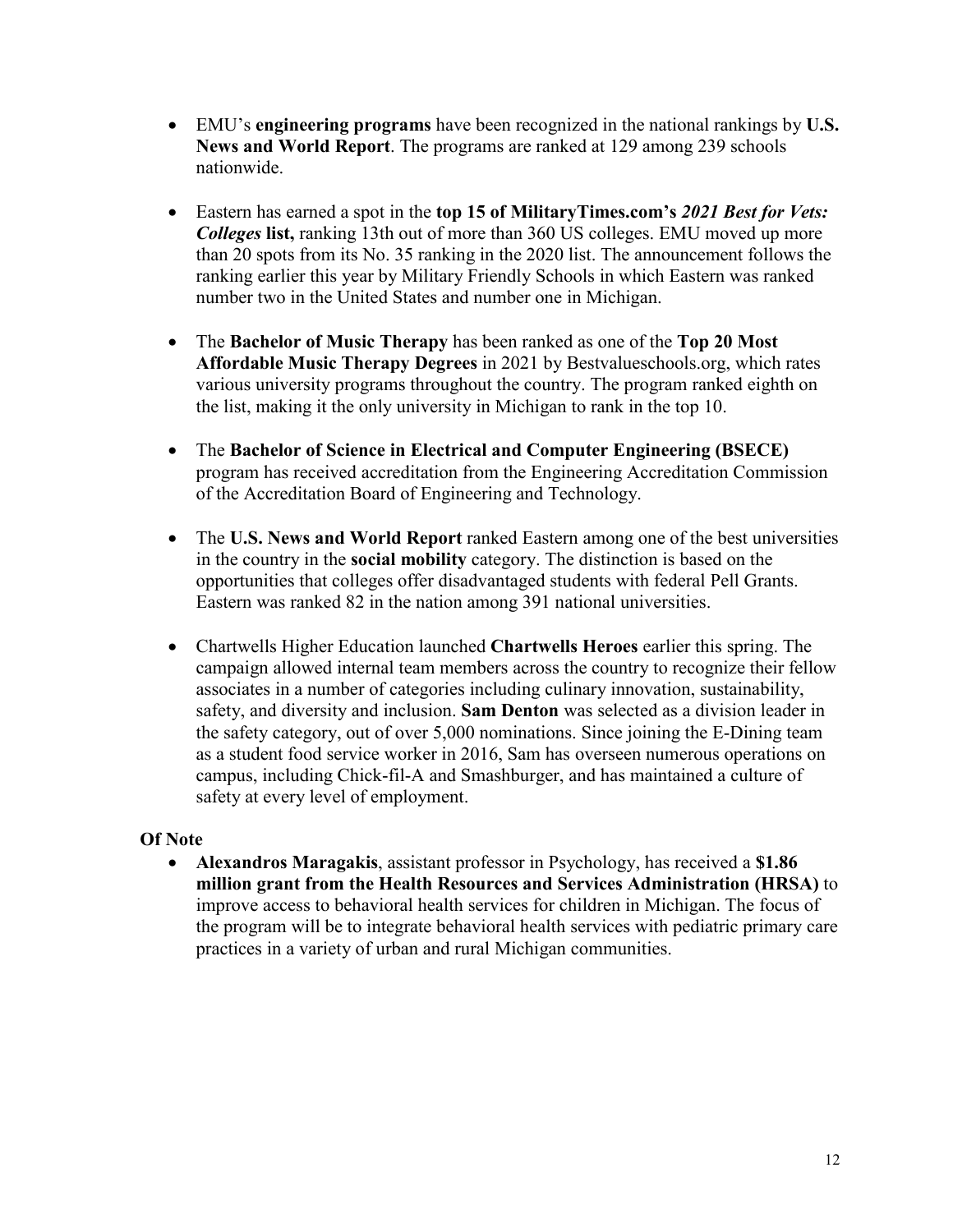- EMU's **engineering programs** have been recognized in the national rankings by **U.S. News and World Report**. The programs are ranked at 129 among 239 schools nationwide.

- Eastern has earned a spot in the **top 15 of MilitaryTimes.com's** ***2021 Best for Vets: Colleges*** **list,** ranking 13th out of more than 360 US colleges. EMU moved up more than 20 spots from its No. 35 ranking in the 2020 list. The announcement follows the ranking earlier this year by Military Friendly Schools in which Eastern was ranked number two in the United States and number one in Michigan.

- The **Bachelor of Music Therapy** has been ranked as one of the **Top 20 Most Affordable Music Therapy Degrees** in 2021 by Bestvalueschools.org, which rates various university programs throughout the country. The program ranked eighth on the list, making it the only university in Michigan to rank in the top 10.

- The **Bachelor of Science in Electrical and Computer Engineering (BSECE)** program has received accreditation from the Engineering Accreditation Commission of the Accreditation Board of Engineering and Technology.

- The **U.S. News and World Report** ranked Eastern among one of the best universities in the country in the **social mobility** category. The distinction is based on the opportunities that colleges offer disadvantaged students with federal Pell Grants. Eastern was ranked 82 in the nation among 391 national universities.

- Chartwells Higher Education launched **Chartwells Heroes** earlier this spring. The campaign allowed internal team members across the country to recognize their fellow associates in a number of categories including culinary innovation, sustainability, safety, and diversity and inclusion. **Sam Denton** was selected as a division leader in the safety category, out of over 5,000 nominations. Since joining the E-Dining team as a student food service worker in 2016, Sam has overseen numerous operations on campus, including Chick-fil-A and Smashburger, and has maintained a culture of safety at every level of employment.

**Of Note**

- **Alexandros Maragakis**, assistant professor in Psychology, has received a **$1.86 million grant from the Health Resources and Services Administration (HRSA)** to improve access to behavioral health services for children in Michigan. The focus of the program will be to integrate behavioral health services with pediatric primary care practices in a variety of urban and rural Michigan communities.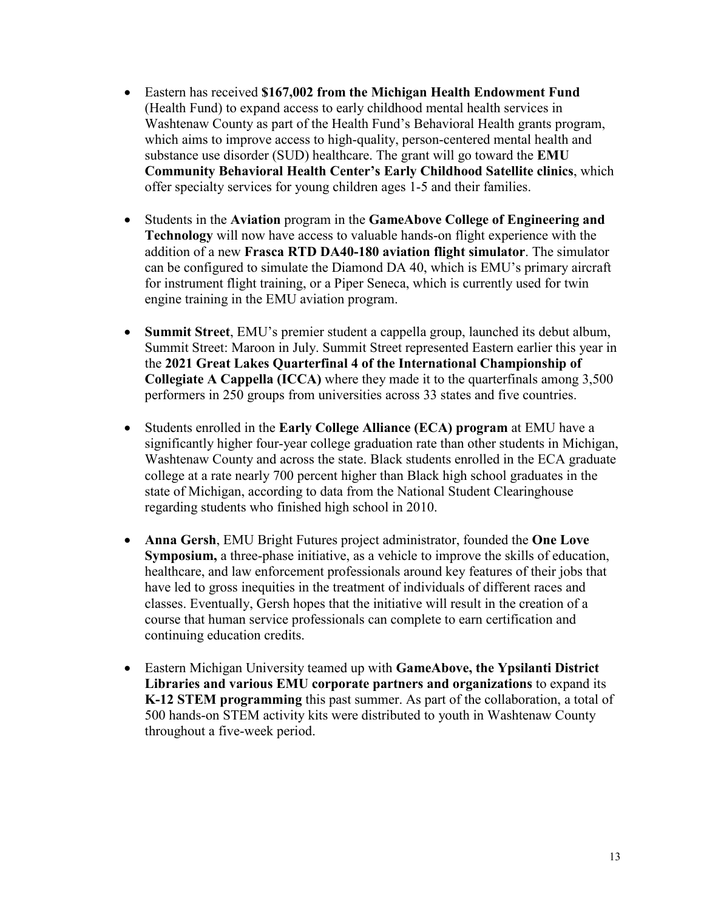- Eastern has received **$167,002 from the Michigan Health Endowment Fund** (Health Fund) to expand access to early childhood mental health services in Washtenaw County as part of the Health Fund's Behavioral Health grants program, which aims to improve access to high-quality, person-centered mental health and substance use disorder (SUD) healthcare. The grant will go toward the **EMU Community Behavioral Health Center's Early Childhood Satellite clinics**, which offer specialty services for young children ages 1-5 and their families.

- Students in the **Aviation** program in the **GameAbove College of Engineering and Technology** will now have access to valuable hands-on flight experience with the addition of a new **Frasca RTD DA40-180 aviation flight simulator**. The simulator can be configured to simulate the Diamond DA 40, which is EMU's primary aircraft for instrument flight training, or a Piper Seneca, which is currently used for twin engine training in the EMU aviation program.

- **Summit Street**, EMU's premier student a cappella group, launched its debut album, Summit Street: Maroon in July. Summit Street represented Eastern earlier this year in the **2021 Great Lakes Quarterfinal 4 of the International Championship of Collegiate A Cappella (ICCA)** where they made it to the quarterfinals among 3,500 performers in 250 groups from universities across 33 states and five countries.

- Students enrolled in the **Early College Alliance (ECA) program** at EMU have a significantly higher four-year college graduation rate than other students in Michigan, Washtenaw County and across the state. Black students enrolled in the ECA graduate college at a rate nearly 700 percent higher than Black high school graduates in the state of Michigan, according to data from the National Student Clearinghouse regarding students who finished high school in 2010.

- **Anna Gersh**, EMU Bright Futures project administrator, founded the **One Love Symposium,** a three-phase initiative, as a vehicle to improve the skills of education, healthcare, and law enforcement professionals around key features of their jobs that have led to gross inequities in the treatment of individuals of different races and classes. Eventually, Gersh hopes that the initiative will result in the creation of a course that human service professionals can complete to earn certification and continuing education credits.

- Eastern Michigan University teamed up with **GameAbove, the Ypsilanti District Libraries and various EMU corporate partners and organizations** to expand its **K-12 STEM programming** this past summer. As part of the collaboration, a total of 500 hands-on STEM activity kits were distributed to youth in Washtenaw County throughout a five-week period.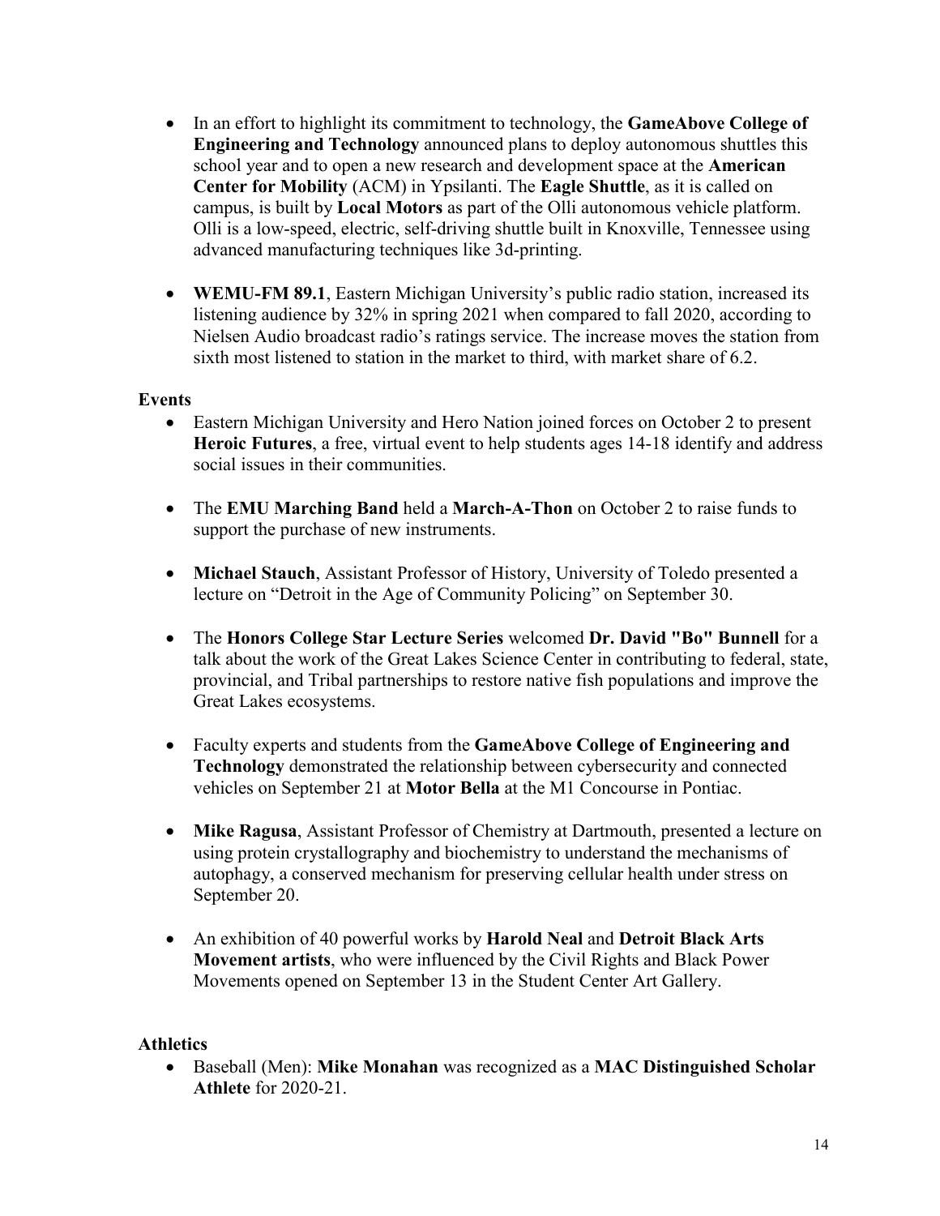- In an effort to highlight its commitment to technology, the **GameAbove College of Engineering and Technology** announced plans to deploy autonomous shuttles this school year and to open a new research and development space at the **American Center for Mobility** (ACM) in Ypsilanti. The **Eagle Shuttle**, as it is called on campus, is built by **Local Motors** as part of the Olli autonomous vehicle platform. Olli is a low-speed, electric, self-driving shuttle built in Knoxville, Tennessee using advanced manufacturing techniques like 3d-printing.

- **WEMU-FM 89.1**, Eastern Michigan University's public radio station, increased its listening audience by 32% in spring 2021 when compared to fall 2020, according to Nielsen Audio broadcast radio's ratings service. The increase moves the station from sixth most listened to station in the market to third, with market share of 6.2.

**Events**

- Eastern Michigan University and Hero Nation joined forces on October 2 to present **Heroic Futures**, a free, virtual event to help students ages 14-18 identify and address social issues in their communities.

- The **EMU Marching Band** held a **March-A-Thon** on October 2 to raise funds to support the purchase of new instruments.

- **Michael Stauch**, Assistant Professor of History, University of Toledo presented a lecture on "Detroit in the Age of Community Policing" on September 30.

- The **Honors College Star Lecture Series** welcomed **Dr. David "Bo" Bunnell** for a talk about the work of the Great Lakes Science Center in contributing to federal, state, provincial, and Tribal partnerships to restore native fish populations and improve the Great Lakes ecosystems.

- Faculty experts and students from the **GameAbove College of Engineering and Technology** demonstrated the relationship between cybersecurity and connected vehicles on September 21 at **Motor Bella** at the M1 Concourse in Pontiac.

- **Mike Ragusa**, Assistant Professor of Chemistry at Dartmouth, presented a lecture on using protein crystallography and biochemistry to understand the mechanisms of autophagy, a conserved mechanism for preserving cellular health under stress on September 20.

- An exhibition of 40 powerful works by **Harold Neal** and **Detroit Black Arts Movement artists**, who were influenced by the Civil Rights and Black Power Movements opened on September 13 in the Student Center Art Gallery.

**Athletics**

- Baseball (Men): **Mike Monahan** was recognized as a **MAC Distinguished Scholar Athlete** for 2020-21.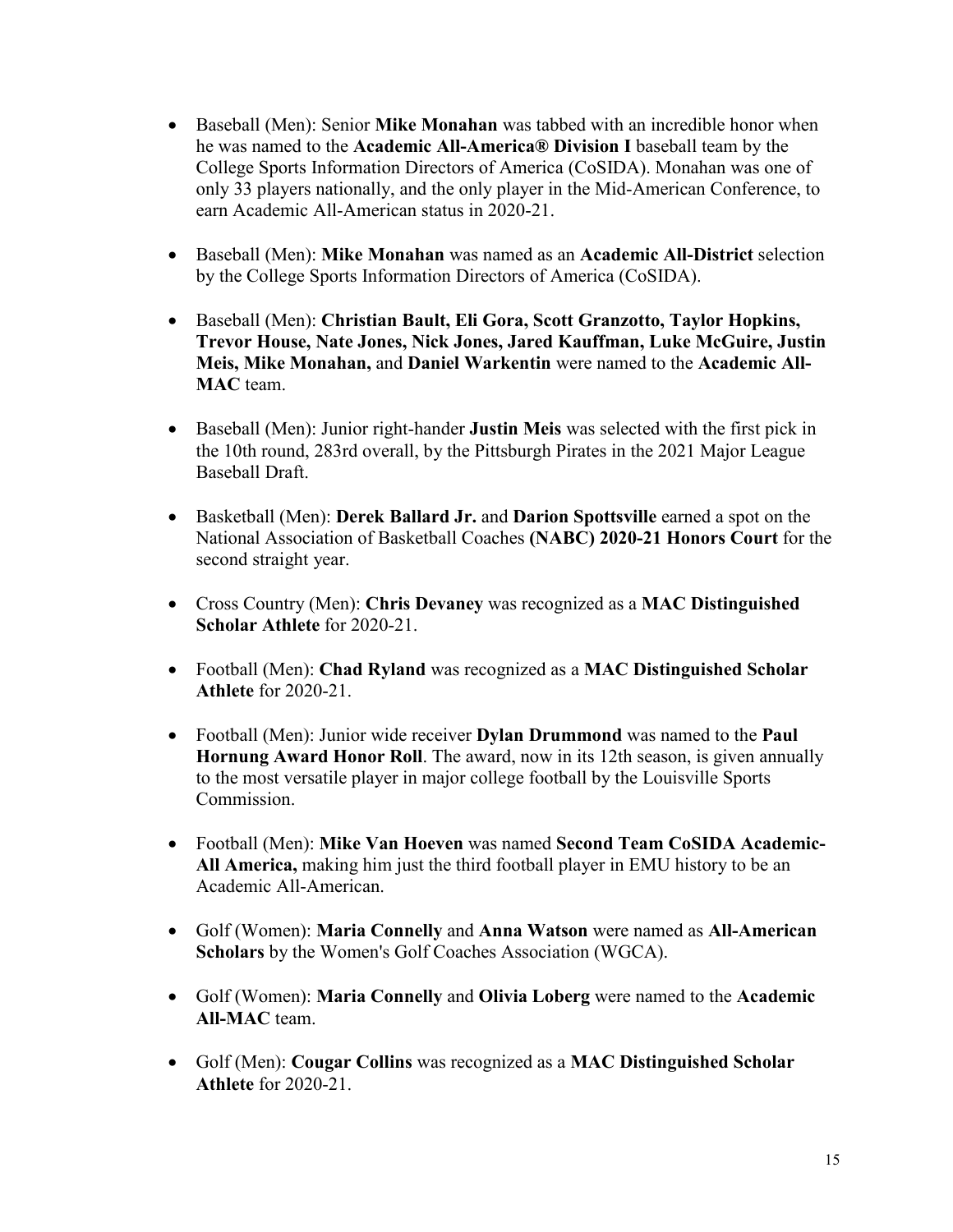- Baseball (Men): Senior **Mike Monahan** was tabbed with an incredible honor when he was named to the **Academic All-America® Division I** baseball team by the College Sports Information Directors of America (CoSIDA). Monahan was one of only 33 players nationally, and the only player in the Mid-American Conference, to earn Academic All-American status in 2020-21.

- Baseball (Men): **Mike Monahan** was named as an **Academic All-District** selection by the College Sports Information Directors of America (CoSIDA).

- Baseball (Men): **Christian Bault, Eli Gora, Scott Granzotto, Taylor Hopkins, Trevor House, Nate Jones, Nick Jones, Jared Kauffman, Luke McGuire, Justin Meis, Mike Monahan,** and **Daniel Warkentin** were named to the **Academic All-MAC** team.

- Baseball (Men): Junior right-hander **Justin Meis** was selected with the first pick in the 10th round, 283rd overall, by the Pittsburgh Pirates in the 2021 Major League Baseball Draft.

- Basketball (Men): **Derek Ballard Jr.** and **Darion Spottsville** earned a spot on the National Association of Basketball Coaches **(NABC) 2020-21 Honors Court** for the second straight year.

- Cross Country (Men): **Chris Devaney** was recognized as a **MAC Distinguished Scholar Athlete** for 2020-21.

- Football (Men): **Chad Ryland** was recognized as a **MAC Distinguished Scholar Athlete** for 2020-21.

- Football (Men): Junior wide receiver **Dylan Drummond** was named to the **Paul Hornung Award Honor Roll**. The award, now in its 12th season, is given annually to the most versatile player in major college football by the Louisville Sports Commission.

- Football (Men): **Mike Van Hoeven** was named **Second Team CoSIDA Academic-All America,** making him just the third football player in EMU history to be an Academic All-American.

- Golf (Women): **Maria Connelly** and **Anna Watson** were named as **All-American Scholars** by the Women's Golf Coaches Association (WGCA).

- Golf (Women): **Maria Connelly** and **Olivia Loberg** were named to the **Academic All-MAC** team.

- Golf (Men): **Cougar Collins** was recognized as a **MAC Distinguished Scholar Athlete** for 2020-21.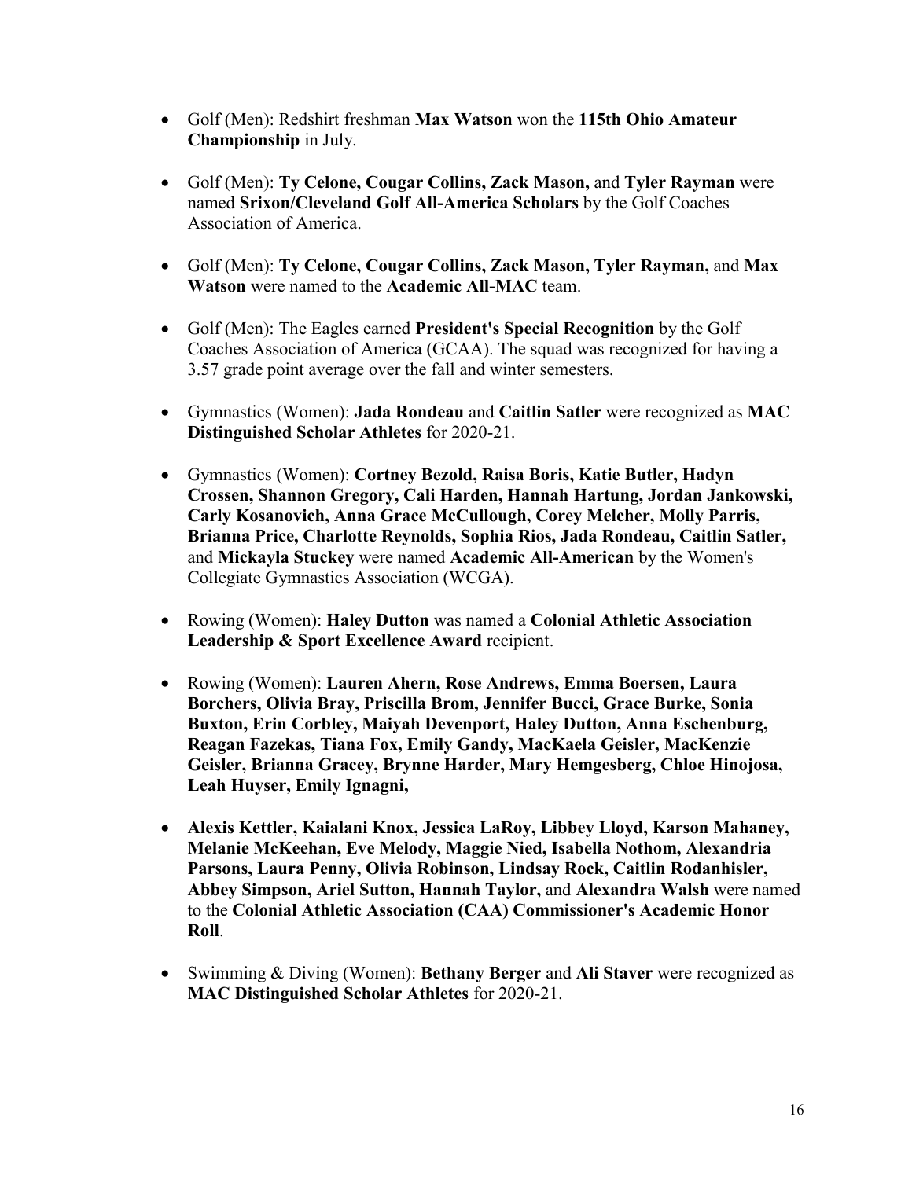- Golf (Men): Redshirt freshman **Max Watson** won the **115th Ohio Amateur Championship** in July.

- Golf (Men): **Ty Celone, Cougar Collins, Zack Mason,** and **Tyler Rayman** were named **Srixon/Cleveland Golf All-America Scholars** by the Golf Coaches Association of America.

- Golf (Men): **Ty Celone, Cougar Collins, Zack Mason, Tyler Rayman,** and **Max Watson** were named to the **Academic All-MAC** team.

- Golf (Men): The Eagles earned **President's Special Recognition** by the Golf Coaches Association of America (GCAA). The squad was recognized for having a 3.57 grade point average over the fall and winter semesters.

- Gymnastics (Women): **Jada Rondeau** and **Caitlin Satler** were recognized as **MAC Distinguished Scholar Athletes** for 2020-21.

- Gymnastics (Women): **Cortney Bezold, Raisa Boris, Katie Butler, Hadyn Crossen, Shannon Gregory, Cali Harden, Hannah Hartung, Jordan Jankowski, Carly Kosanovich, Anna Grace McCullough, Corey Melcher, Molly Parris, Brianna Price, Charlotte Reynolds, Sophia Rios, Jada Rondeau, Caitlin Satler,** and **Mickayla Stuckey** were named **Academic All-American** by the Women's Collegiate Gymnastics Association (WCGA).

- Rowing (Women): **Haley Dutton** was named a **Colonial Athletic Association Leadership & Sport Excellence Award** recipient.

- Rowing (Women): **Lauren Ahern, Rose Andrews, Emma Boersen, Laura Borchers, Olivia Bray, Priscilla Brom, Jennifer Bucci, Grace Burke, Sonia Buxton, Erin Corbley, Maiyah Devenport, Haley Dutton, Anna Eschenburg, Reagan Fazekas, Tiana Fox, Emily Gandy, MacKaela Geisler, MacKenzie Geisler, Brianna Gracey, Brynne Harder, Mary Hemgesberg, Chloe Hinojosa, Leah Huyser, Emily Ignagni,**

- **Alexis Kettler, Kaialani Knox, Jessica LaRoy, Libbey Lloyd, Karson Mahaney, Melanie McKeehan, Eve Melody, Maggie Nied, Isabella Nothom, Alexandria Parsons, Laura Penny, Olivia Robinson, Lindsay Rock, Caitlin Rodanhisler, Abbey Simpson, Ariel Sutton, Hannah Taylor,** and **Alexandra Walsh** were named to the **Colonial Athletic Association (CAA) Commissioner's Academic Honor Roll**.

- Swimming & Diving (Women): **Bethany Berger** and **Ali Staver** were recognized as **MAC Distinguished Scholar Athletes** for 2020-21.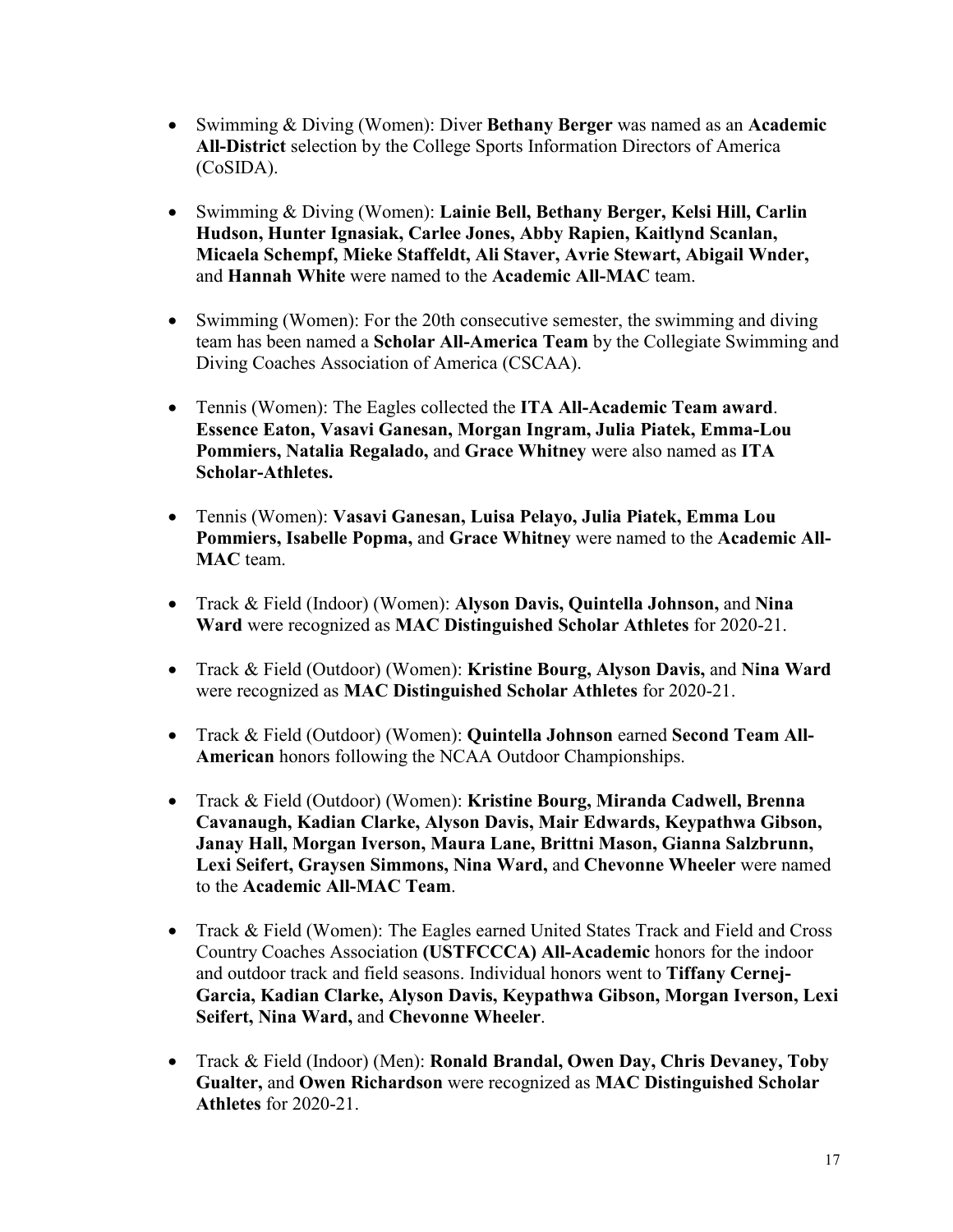- Swimming & Diving (Women): Diver **Bethany Berger** was named as an **Academic All-District** selection by the College Sports Information Directors of America (CoSIDA).

- Swimming & Diving (Women): **Lainie Bell, Bethany Berger, Kelsi Hill, Carlin Hudson, Hunter Ignasiak, Carlee Jones, Abby Rapien, Kaitlynd Scanlan, Micaela Schempf, Mieke Staffeldt, Ali Staver, Avrie Stewart, Abigail Wnder,** and **Hannah White** were named to the **Academic All-MAC** team.

- Swimming (Women): For the 20th consecutive semester, the swimming and diving team has been named a **Scholar All-America Team** by the Collegiate Swimming and Diving Coaches Association of America (CSCAA).

- Tennis (Women): The Eagles collected the **ITA All-Academic Team award**. **Essence Eaton, Vasavi Ganesan, Morgan Ingram, Julia Piatek, Emma-Lou Pommiers, Natalia Regalado,** and **Grace Whitney** were also named as **ITA Scholar-Athletes.**

- Tennis (Women): **Vasavi Ganesan, Luisa Pelayo, Julia Piatek, Emma Lou Pommiers, Isabelle Popma,** and **Grace Whitney** were named to the **Academic All-MAC** team.

- Track & Field (Indoor) (Women): **Alyson Davis, Quintella Johnson,** and **Nina Ward** were recognized as **MAC Distinguished Scholar Athletes** for 2020-21.

- Track & Field (Outdoor) (Women): **Kristine Bourg, Alyson Davis,** and **Nina Ward** were recognized as **MAC Distinguished Scholar Athletes** for 2020-21.

- Track & Field (Outdoor) (Women): **Quintella Johnson** earned **Second Team All-American** honors following the NCAA Outdoor Championships.

- Track & Field (Outdoor) (Women): **Kristine Bourg, Miranda Cadwell, Brenna Cavanaugh, Kadian Clarke, Alyson Davis, Mair Edwards, Keypathwa Gibson, Janay Hall, Morgan Iverson, Maura Lane, Brittni Mason, Gianna Salzbrunn, Lexi Seifert, Graysen Simmons, Nina Ward,** and **Chevonne Wheeler** were named to the **Academic All-MAC Team**.

- Track & Field (Women): The Eagles earned United States Track and Field and Cross Country Coaches Association **(USTFCCCA) All-Academic** honors for the indoor and outdoor track and field seasons. Individual honors went to **Tiffany Cernej-Garcia, Kadian Clarke, Alyson Davis, Keypathwa Gibson, Morgan Iverson, Lexi Seifert, Nina Ward,** and **Chevonne Wheeler**.

- Track & Field (Indoor) (Men): **Ronald Brandal, Owen Day, Chris Devaney, Toby Gualter,** and **Owen Richardson** were recognized as **MAC Distinguished Scholar Athletes** for 2020-21.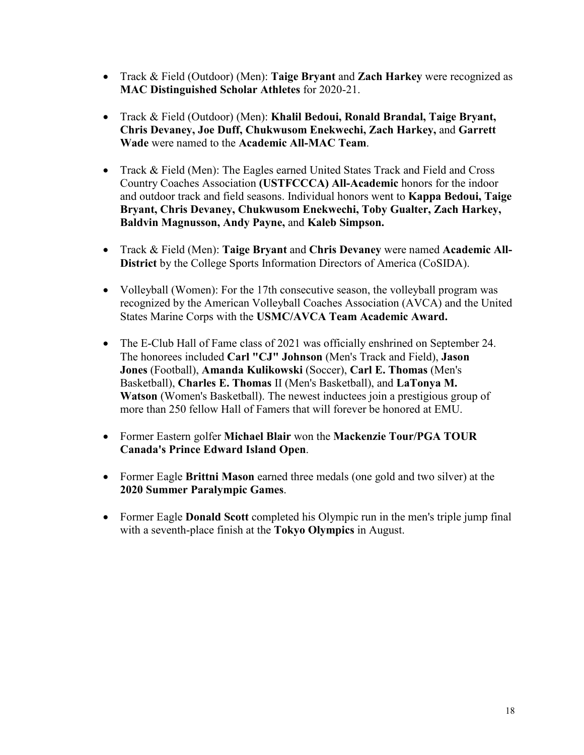- Track & Field (Outdoor) (Men): **Taige Bryant** and **Zach Harkey** were recognized as **MAC Distinguished Scholar Athletes** for 2020-21.

- Track & Field (Outdoor) (Men): **Khalil Bedoui, Ronald Brandal, Taige Bryant, Chris Devaney, Joe Duff, Chukwusom Enekwechi, Zach Harkey,** and **Garrett Wade** were named to the **Academic All-MAC Team**.

- Track & Field (Men): The Eagles earned United States Track and Field and Cross Country Coaches Association **(USTFCCCA) All-Academic** honors for the indoor and outdoor track and field seasons. Individual honors went to **Kappa Bedoui, Taige Bryant, Chris Devaney, Chukwusom Enekwechi, Toby Gualter, Zach Harkey, Baldvin Magnusson, Andy Payne,** and **Kaleb Simpson.**

- Track & Field (Men): **Taige Bryant** and **Chris Devaney** were named **Academic All-District** by the College Sports Information Directors of America (CoSIDA).

- Volleyball (Women): For the 17th consecutive season, the volleyball program was recognized by the American Volleyball Coaches Association (AVCA) and the United States Marine Corps with the **USMC/AVCA Team Academic Award.**

- The E-Club Hall of Fame class of 2021 was officially enshrined on September 24. The honorees included **Carl "CJ" Johnson** (Men's Track and Field), **Jason Jones** (Football), **Amanda Kulikowski** (Soccer), **Carl E. Thomas** (Men's Basketball), **Charles E. Thomas** II (Men's Basketball), and **LaTonya M. Watson** (Women's Basketball). The newest inductees join a prestigious group of more than 250 fellow Hall of Famers that will forever be honored at EMU.

- Former Eastern golfer **Michael Blair** won the **Mackenzie Tour/PGA TOUR Canada's Prince Edward Island Open**.

- Former Eagle **Brittni Mason** earned three medals (one gold and two silver) at the **2020 Summer Paralympic Games**.

- Former Eagle **Donald Scott** completed his Olympic run in the men's triple jump final with a seventh-place finish at the **Tokyo Olympics** in August.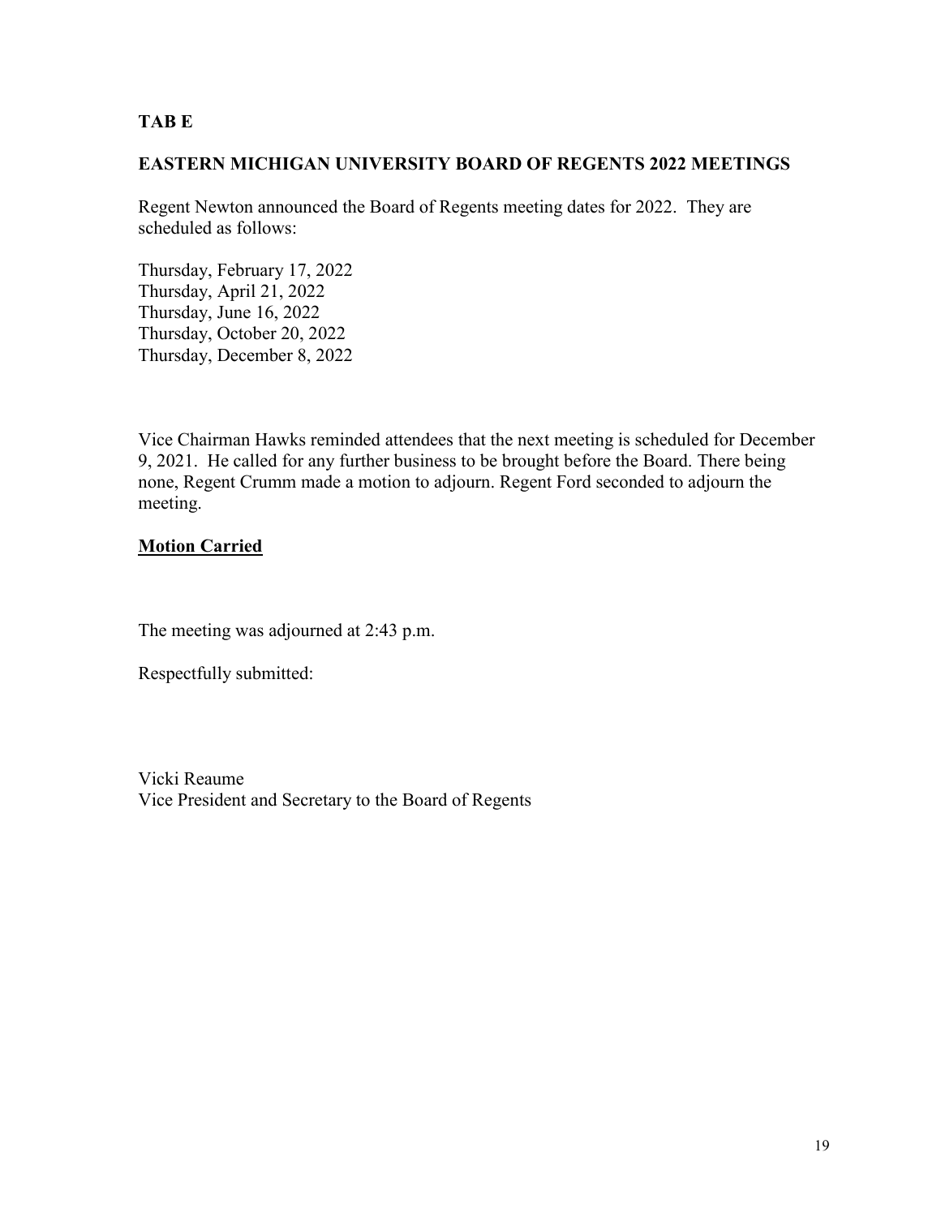**TAB E**

**EASTERN MICHIGAN UNIVERSITY BOARD OF REGENTS 2022 MEETINGS**

Regent Newton announced the Board of Regents meeting dates for 2022. They are scheduled as follows:

Thursday, February 17, 2022
Thursday, April 21, 2022
Thursday, June 16, 2022
Thursday, October 20, 2022
Thursday, December 8, 2022

Vice Chairman Hawks reminded attendees that the next meeting is scheduled for December 9, 2021. He called for any further business to be brought before the Board. There being none, Regent Crumm made a motion to adjourn. Regent Ford seconded to adjourn the meeting.

**Motion Carried**

The meeting was adjourned at 2:43 p.m.

Respectfully submitted:

Vicki Reaume
Vice President and Secretary to the Board of Regents